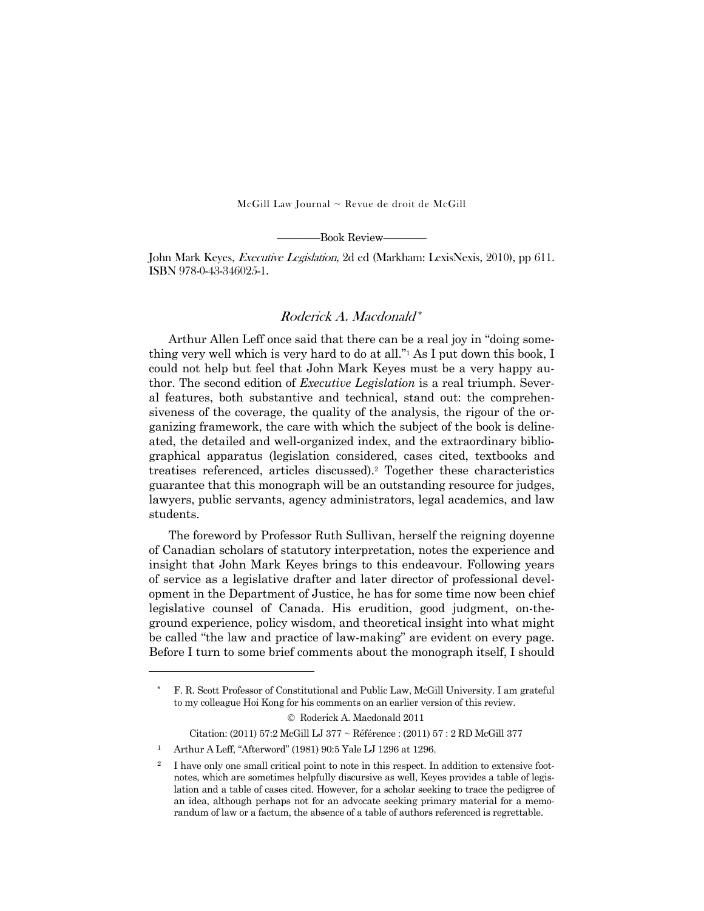McGill Law Journal ~ Revue de droit de McGill

———Book Review———

John Mark Keyes, *Executive Legislation*, 2d ed (Markham: LexisNexis, 2010), pp 611. ISBN 978-0-43-346025-1.

## *Roderick A. Macdonald*\*

Arthur Allen Leff once said that there can be a real joy in "doing something very well which is very hard to do at all."[1] As I put down this book, I could not help but feel that John Mark Keyes must be a very happy author. The second edition of *Executive Legislation* is a real triumph. Several features, both substantive and technical, stand out: the comprehensiveness of the coverage, the quality of the analysis, the rigour of the organizing framework, the care with which the subject of the book is delineated, the detailed and well-organized index, and the extraordinary bibliographical apparatus (legislation considered, cases cited, textbooks and treatises referenced, articles discussed).[2] Together these characteristics guarantee that this monograph will be an outstanding resource for judges, lawyers, public servants, agency administrators, legal academics, and law students.

The foreword by Professor Ruth Sullivan, herself the reigning doyenne of Canadian scholars of statutory interpretation, notes the experience and insight that John Mark Keyes brings to this endeavour. Following years of service as a legislative drafter and later director of professional development in the Department of Justice, he has for some time now been chief legislative counsel of Canada. His erudition, good judgment, on-the-ground experience, policy wisdom, and theoretical insight into what might be called "the law and practice of law-making" are evident on every page. Before I turn to some brief comments about the monograph itself, I should

---

\* F. R. Scott Professor of Constitutional and Public Law, McGill University. I am grateful to my colleague Hoi Kong for his comments on an earlier version of this review.

© Roderick A. Macdonald 2011

Citation: (2011) 57:2 McGill LJ 377 ~ Référence : (2011) 57 : 2 RD McGill 377

[1] Arthur A Leff, "Afterword" (1981) 90:5 Yale LJ 1296 at 1296.

[2] I have only one small critical point to note in this respect. In addition to extensive footnotes, which are sometimes helpfully discursive as well, Keyes provides a table of legislation and a table of cases cited. However, for a scholar seeking to trace the pedigree of an idea, although perhaps not for an advocate seeking primary material for a memorandum of law or a factum, the absence of a table of authors referenced is regrettable.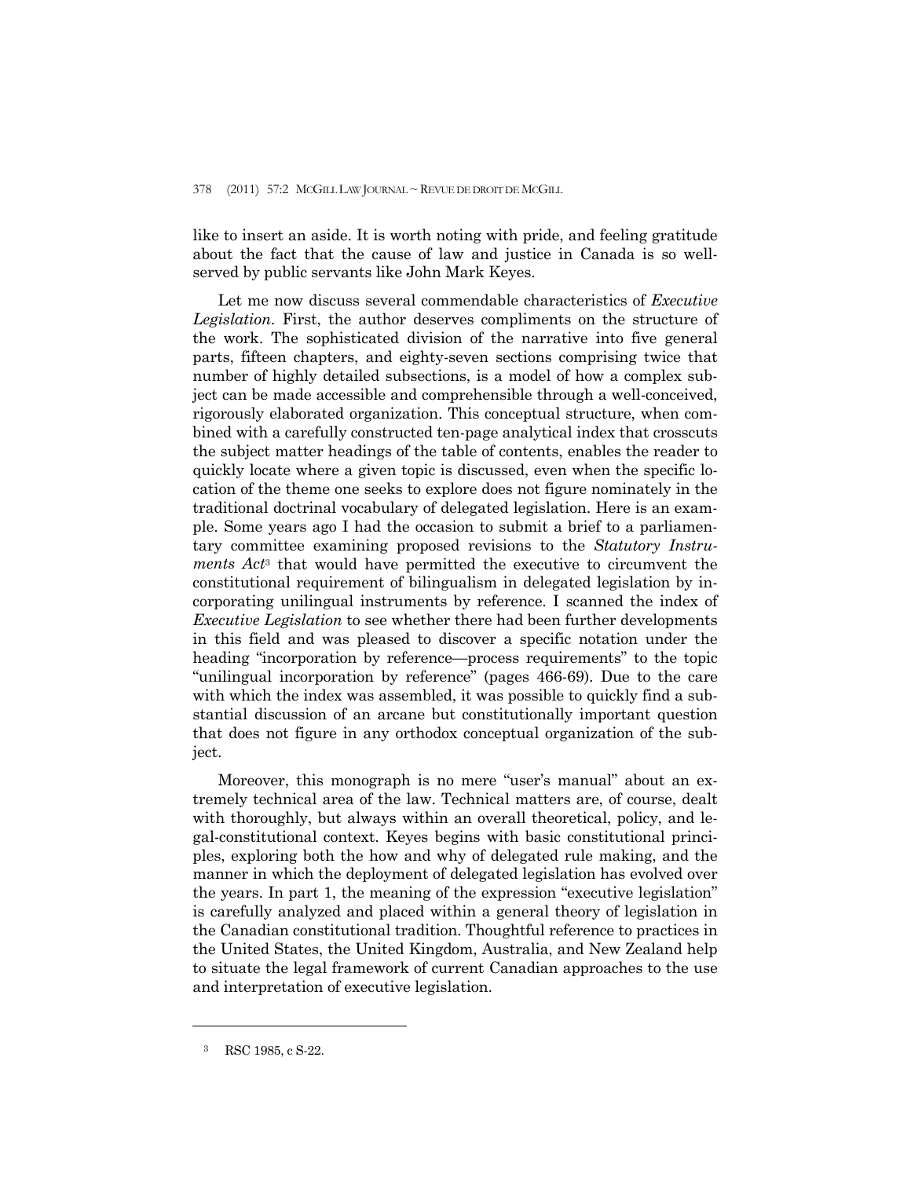like to insert an aside. It is worth noting with pride, and feeling gratitude about the fact that the cause of law and justice in Canada is so well-served by public servants like John Mark Keyes.

Let me now discuss several commendable characteristics of *Executive Legislation*. First, the author deserves compliments on the structure of the work. The sophisticated division of the narrative into five general parts, fifteen chapters, and eighty-seven sections comprising twice that number of highly detailed subsections, is a model of how a complex subject can be made accessible and comprehensible through a well-conceived, rigorously elaborated organization. This conceptual structure, when combined with a carefully constructed ten-page analytical index that crosscuts the subject matter headings of the table of contents, enables the reader to quickly locate where a given topic is discussed, even when the specific location of the theme one seeks to explore does not figure nominately in the traditional doctrinal vocabulary of delegated legislation. Here is an example. Some years ago I had the occasion to submit a brief to a parliamentary committee examining proposed revisions to the *Statutory Instruments Act*[3] that would have permitted the executive to circumvent the constitutional requirement of bilingualism in delegated legislation by incorporating unilingual instruments by reference. I scanned the index of *Executive Legislation* to see whether there had been further developments in this field and was pleased to discover a specific notation under the heading "incorporation by reference—process requirements" to the topic "unilingual incorporation by reference" (pages 466-69). Due to the care with which the index was assembled, it was possible to quickly find a substantial discussion of an arcane but constitutionally important question that does not figure in any orthodox conceptual organization of the subject.

Moreover, this monograph is no mere "user's manual" about an extremely technical area of the law. Technical matters are, of course, dealt with thoroughly, but always within an overall theoretical, policy, and legal-constitutional context. Keyes begins with basic constitutional principles, exploring both the how and why of delegated rule making, and the manner in which the deployment of delegated legislation has evolved over the years. In part 1, the meaning of the expression "executive legislation" is carefully analyzed and placed within a general theory of legislation in the Canadian constitutional tradition. Thoughtful reference to practices in the United States, the United Kingdom, Australia, and New Zealand help to situate the legal framework of current Canadian approaches to the use and interpretation of executive legislation.

[3] RSC 1985, c S-22.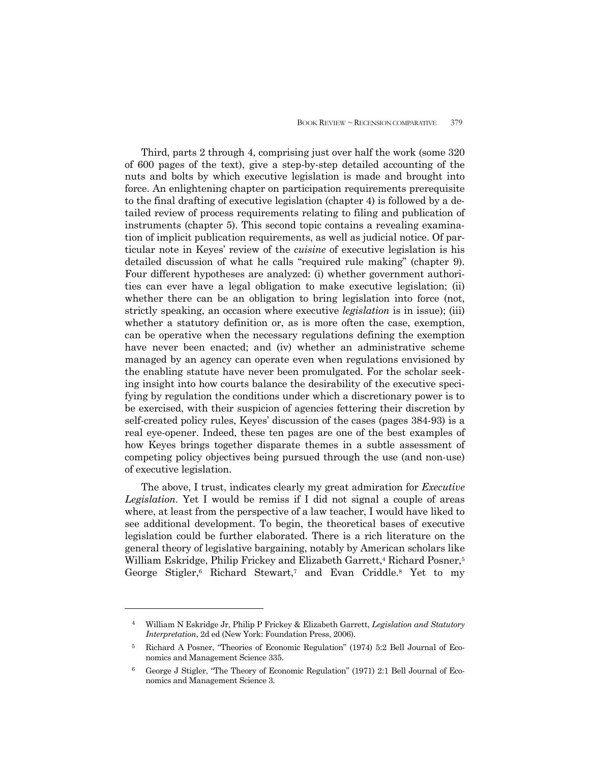Third, parts 2 through 4, comprising just over half the work (some 320 of 600 pages of the text), give a step-by-step detailed accounting of the nuts and bolts by which executive legislation is made and brought into force. An enlightening chapter on participation requirements prerequisite to the final drafting of executive legislation (chapter 4) is followed by a detailed review of process requirements relating to filing and publication of instruments (chapter 5). This second topic contains a revealing examination of implicit publication requirements, as well as judicial notice. Of particular note in Keyes' review of the *cuisine* of executive legislation is his detailed discussion of what he calls "required rule making" (chapter 9). Four different hypotheses are analyzed: (i) whether government authorities can ever have a legal obligation to make executive legislation; (ii) whether there can be an obligation to bring legislation into force (not, strictly speaking, an occasion where executive *legislation* is in issue); (iii) whether a statutory definition or, as is more often the case, exemption, can be operative when the necessary regulations defining the exemption have never been enacted; and (iv) whether an administrative scheme managed by an agency can operate even when regulations envisioned by the enabling statute have never been promulgated. For the scholar seeking insight into how courts balance the desirability of the executive specifying by regulation the conditions under which a discretionary power is to be exercised, with their suspicion of agencies fettering their discretion by self-created policy rules, Keyes' discussion of the cases (pages 384-93) is a real eye-opener. Indeed, these ten pages are one of the best examples of how Keyes brings together disparate themes in a subtle assessment of competing policy objectives being pursued through the use (and non-use) of executive legislation.

The above, I trust, indicates clearly my great admiration for *Executive Legislation*. Yet I would be remiss if I did not signal a couple of areas where, at least from the perspective of a law teacher, I would have liked to see additional development. To begin, the theoretical bases of executive legislation could be further elaborated. There is a rich literature on the general theory of legislative bargaining, notably by American scholars like William Eskridge, Philip Frickey and Elizabeth Garrett,[4] Richard Posner,[5] George Stigler,[6] Richard Stewart,[7] and Evan Criddle.[8] Yet to my

---

[4] William N Eskridge Jr, Philip P Frickey & Elizabeth Garrett, *Legislation and Statutory Interpretation*, 2d ed (New York: Foundation Press, 2006).

[5] Richard A Posner, "Theories of Economic Regulation" (1974) 5:2 Bell Journal of Economics and Management Science 335.

[6] George J Stigler, "The Theory of Economic Regulation" (1971) 2:1 Bell Journal of Economics and Management Science 3.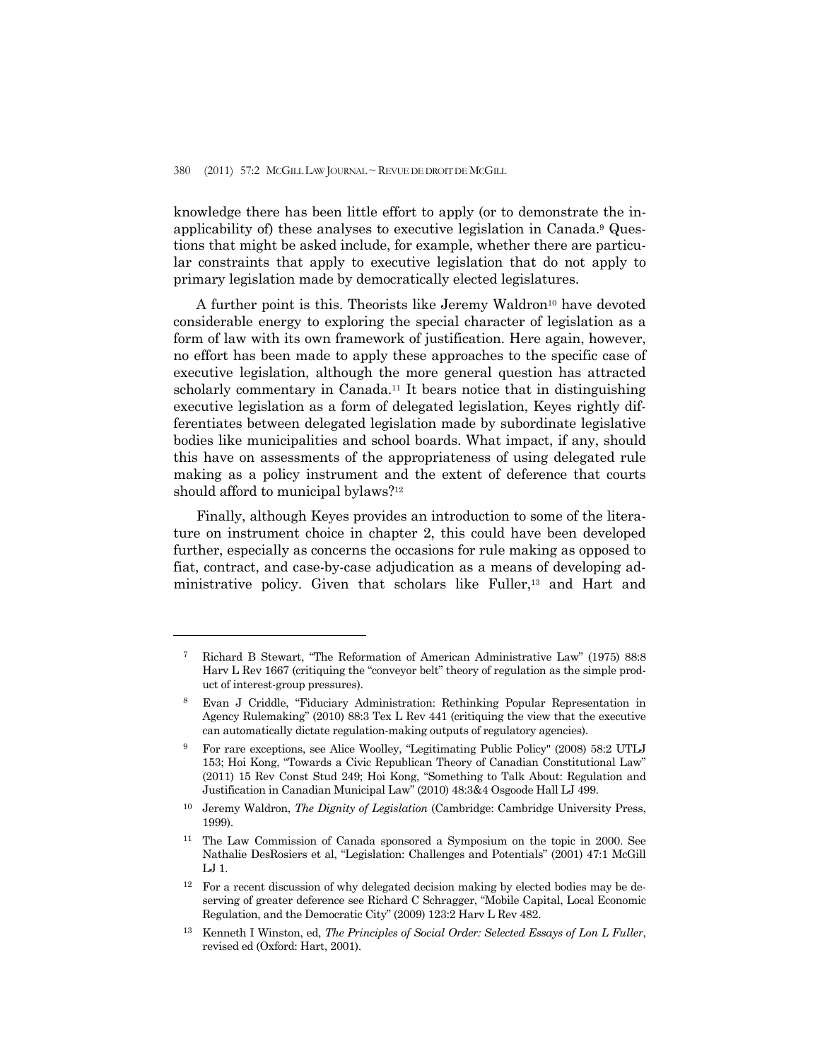knowledge there has been little effort to apply (or to demonstrate the inapplicability of) these analyses to executive legislation in Canada.[9] Questions that might be asked include, for example, whether there are particular constraints that apply to executive legislation that do not apply to primary legislation made by democratically elected legislatures.

A further point is this. Theorists like Jeremy Waldron[10] have devoted considerable energy to exploring the special character of legislation as a form of law with its own framework of justification. Here again, however, no effort has been made to apply these approaches to the specific case of executive legislation, although the more general question has attracted scholarly commentary in Canada.[11] It bears notice that in distinguishing executive legislation as a form of delegated legislation, Keyes rightly differentiates between delegated legislation made by subordinate legislative bodies like municipalities and school boards. What impact, if any, should this have on assessments of the appropriateness of using delegated rule making as a policy instrument and the extent of deference that courts should afford to municipal bylaws?[12]

Finally, although Keyes provides an introduction to some of the literature on instrument choice in chapter 2, this could have been developed further, especially as concerns the occasions for rule making as opposed to fiat, contract, and case-by-case adjudication as a means of developing administrative policy. Given that scholars like Fuller,[13] and Hart and

---

[7] Richard B Stewart, "The Reformation of American Administrative Law" (1975) 88:8 Harv L Rev 1667 (critiquing the "conveyor belt" theory of regulation as the simple product of interest-group pressures).

[8] Evan J Criddle, "Fiduciary Administration: Rethinking Popular Representation in Agency Rulemaking" (2010) 88:3 Tex L Rev 441 (critiquing the view that the executive can automatically dictate regulation-making outputs of regulatory agencies).

[9] For rare exceptions, see Alice Woolley, "Legitimating Public Policy" (2008) 58:2 UTLJ 153; Hoi Kong, "Towards a Civic Republican Theory of Canadian Constitutional Law" (2011) 15 Rev Const Stud 249; Hoi Kong, "Something to Talk About: Regulation and Justification in Canadian Municipal Law" (2010) 48:3&4 Osgoode Hall LJ 499.

[10] Jeremy Waldron, *The Dignity of Legislation* (Cambridge: Cambridge University Press, 1999).

[11] The Law Commission of Canada sponsored a Symposium on the topic in 2000. See Nathalie DesRosiers et al, "Legislation: Challenges and Potentials" (2001) 47:1 McGill LJ 1.

[12] For a recent discussion of why delegated decision making by elected bodies may be deserving of greater deference see Richard C Schragger, "Mobile Capital, Local Economic Regulation, and the Democratic City" (2009) 123:2 Harv L Rev 482.

[13] Kenneth I Winston, ed, *The Principles of Social Order: Selected Essays of Lon L Fuller*, revised ed (Oxford: Hart, 2001).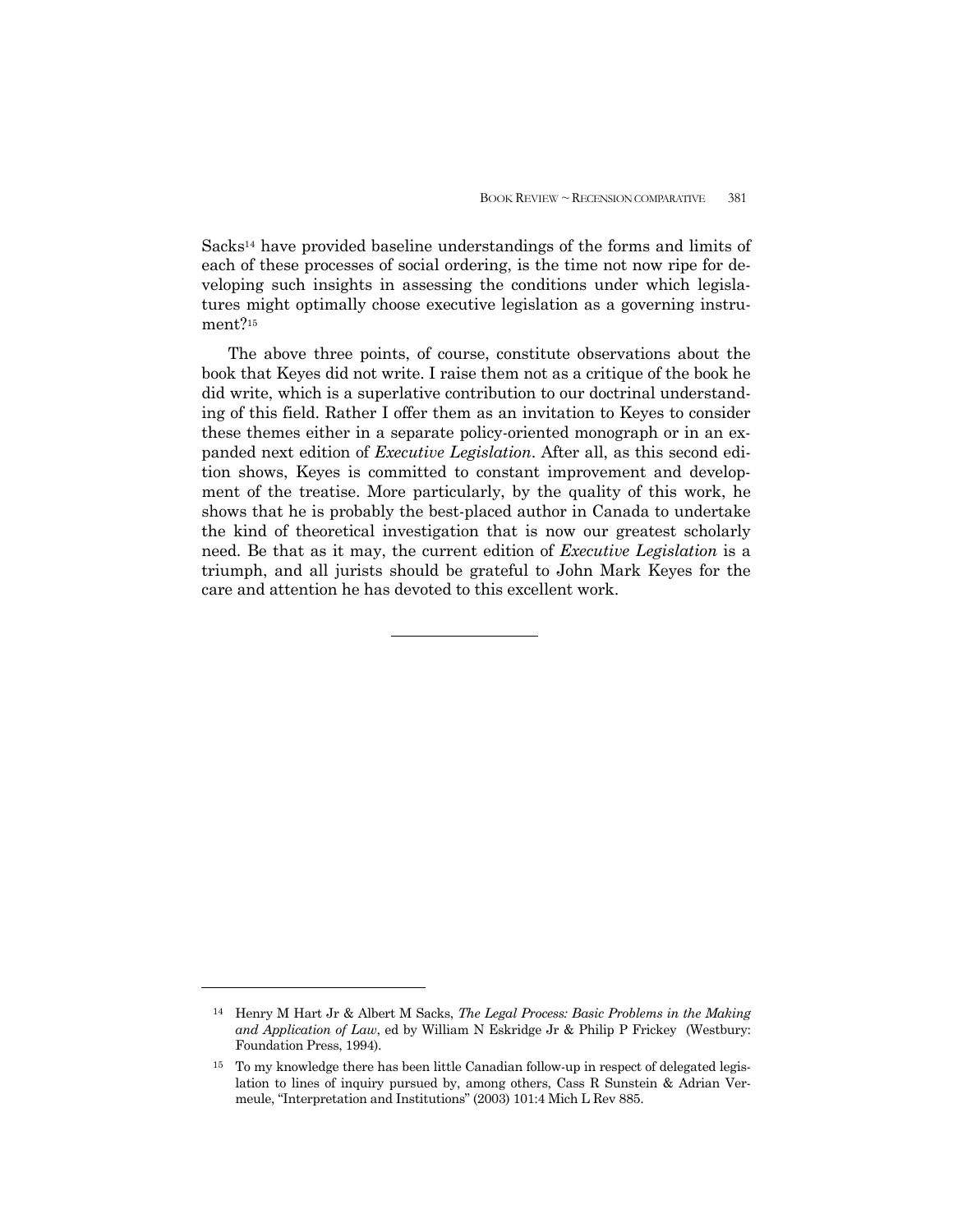Sacks[14] have provided baseline understandings of the forms and limits of each of these processes of social ordering, is the time not now ripe for developing such insights in assessing the conditions under which legislatures might optimally choose executive legislation as a governing instrument?[15]

The above three points, of course, constitute observations about the book that Keyes did not write. I raise them not as a critique of the book he did write, which is a superlative contribution to our doctrinal understanding of this field. Rather I offer them as an invitation to Keyes to consider these themes either in a separate policy-oriented monograph or in an expanded next edition of *Executive Legislation*. After all, as this second edition shows, Keyes is committed to constant improvement and development of the treatise. More particularly, by the quality of this work, he shows that he is probably the best-placed author in Canada to undertake the kind of theoretical investigation that is now our greatest scholarly need. Be that as it may, the current edition of *Executive Legislation* is a triumph, and all jurists should be grateful to John Mark Keyes for the care and attention he has devoted to this excellent work.

---

[14] Henry M Hart Jr & Albert M Sacks, *The Legal Process: Basic Problems in the Making and Application of Law*, ed by William N Eskridge Jr & Philip P Frickey (Westbury: Foundation Press, 1994).

[15] To my knowledge there has been little Canadian follow-up in respect of delegated legislation to lines of inquiry pursued by, among others, Cass R Sunstein & Adrian Vermeule, "Interpretation and Institutions" (2003) 101:4 Mich L Rev 885.